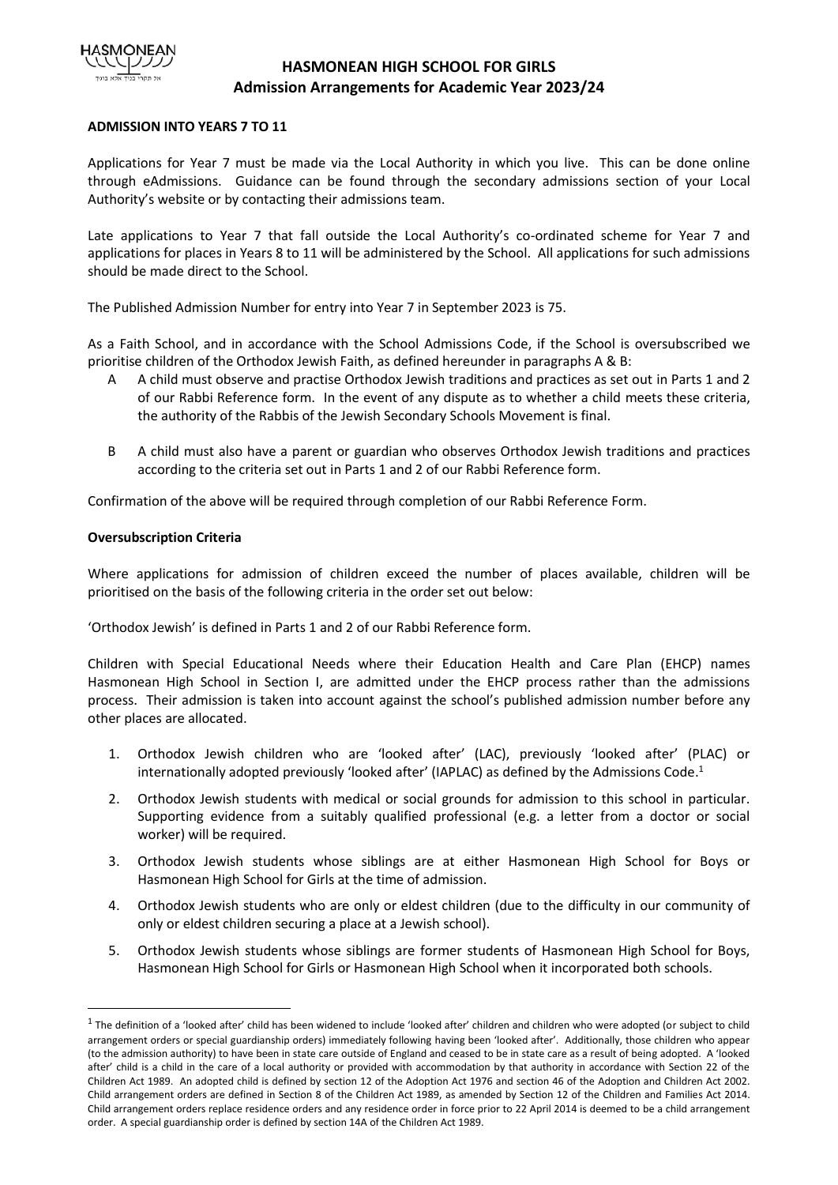# HASMONEAN HIGH SCHOOL FOR GIRLS
## Admission Arrangements for Academic Year 2023/24

**ADMISSION INTO YEARS 7 TO 11**

Applications for Year 7 must be made via the Local Authority in which you live. This can be done online through eAdmissions. Guidance can be found through the secondary admissions section of your Local Authority's website or by contacting their admissions team.

Late applications to Year 7 that fall outside the Local Authority's co-ordinated scheme for Year 7 and applications for places in Years 8 to 11 will be administered by the School. All applications for such admissions should be made direct to the School.

The Published Admission Number for entry into Year 7 in September 2023 is 75.

As a Faith School, and in accordance with the School Admissions Code, if the School is oversubscribed we prioritise children of the Orthodox Jewish Faith, as defined hereunder in paragraphs A & B:

- A A child must observe and practise Orthodox Jewish traditions and practices as set out in Parts 1 and 2 of our Rabbi Reference form. In the event of any dispute as to whether a child meets these criteria, the authority of the Rabbis of the Jewish Secondary Schools Movement is final.
- B A child must also have a parent or guardian who observes Orthodox Jewish traditions and practices according to the criteria set out in Parts 1 and 2 of our Rabbi Reference form.

Confirmation of the above will be required through completion of our Rabbi Reference Form.

**Oversubscription Criteria**

Where applications for admission of children exceed the number of places available, children will be prioritised on the basis of the following criteria in the order set out below:

'Orthodox Jewish' is defined in Parts 1 and 2 of our Rabbi Reference form.

Children with Special Educational Needs where their Education Health and Care Plan (EHCP) names Hasmonean High School in Section I, are admitted under the EHCP process rather than the admissions process. Their admission is taken into account against the school's published admission number before any other places are allocated.

1. Orthodox Jewish children who are 'looked after' (LAC), previously 'looked after' (PLAC) or internationally adopted previously 'looked after' (IAPLAC) as defined by the Admissions Code.[1]
2. Orthodox Jewish students with medical or social grounds for admission to this school in particular. Supporting evidence from a suitably qualified professional (e.g. a letter from a doctor or social worker) will be required.
3. Orthodox Jewish students whose siblings are at either Hasmonean High School for Boys or Hasmonean High School for Girls at the time of admission.
4. Orthodox Jewish students who are only or eldest children (due to the difficulty in our community of only or eldest children securing a place at a Jewish school).
5. Orthodox Jewish students whose siblings are former students of Hasmonean High School for Boys, Hasmonean High School for Girls or Hasmonean High School when it incorporated both schools.

---

[1] The definition of a 'looked after' child has been widened to include 'looked after' children and children who were adopted (or subject to child arrangement orders or special guardianship orders) immediately following having been 'looked after'. Additionally, those children who appear (to the admission authority) to have been in state care outside of England and ceased to be in state care as a result of being adopted. A 'looked after' child is a child in the care of a local authority or provided with accommodation by that authority in accordance with Section 22 of the Children Act 1989. An adopted child is defined by section 12 of the Adoption Act 1976 and section 46 of the Adoption and Children Act 2002. Child arrangement orders are defined in Section 8 of the Children Act 1989, as amended by Section 12 of the Children and Families Act 2014. Child arrangement orders replace residence orders and any residence order in force prior to 22 April 2014 is deemed to be a child arrangement order. A special guardianship order is defined by section 14A of the Children Act 1989.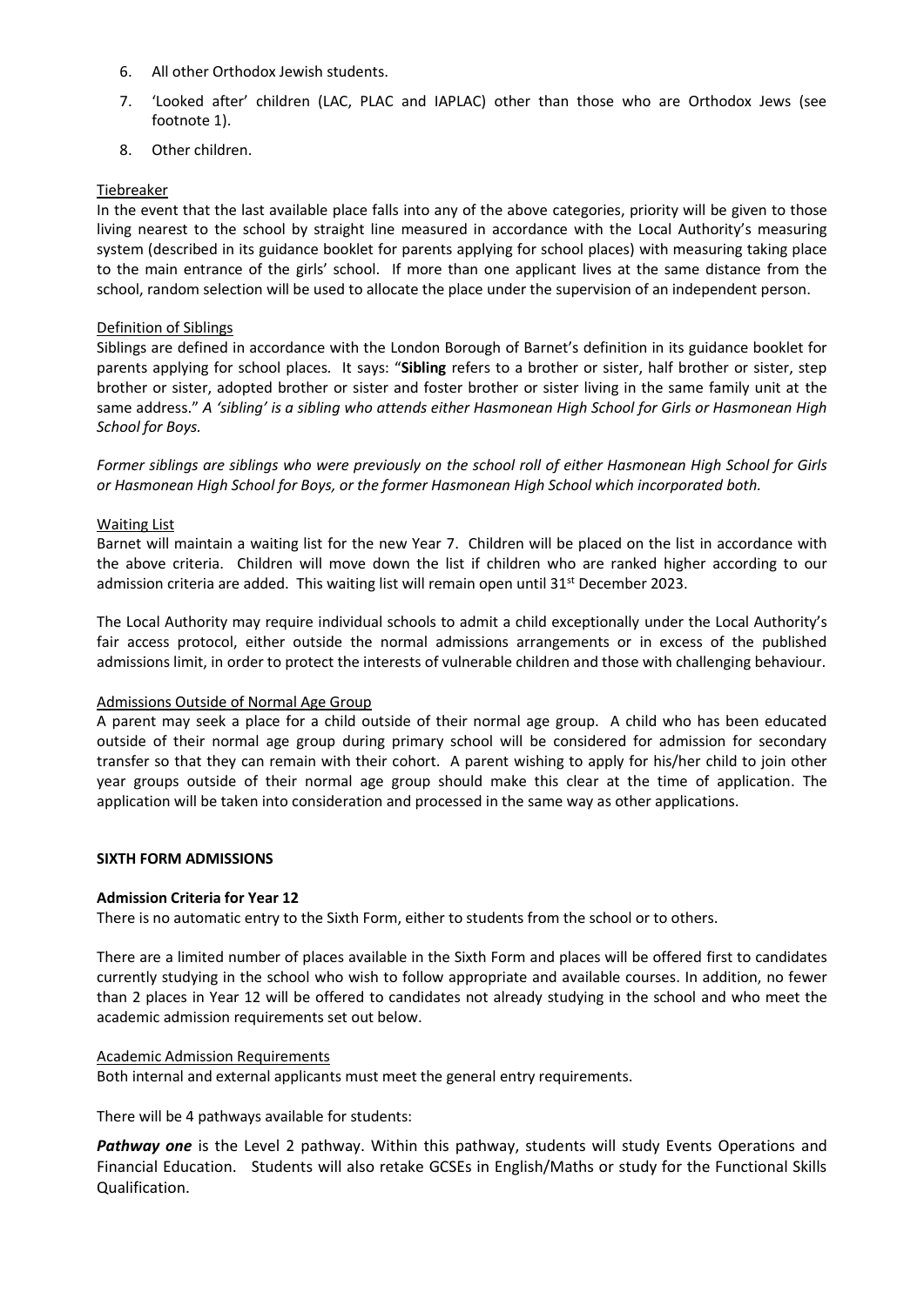6. All other Orthodox Jewish students.
7. 'Looked after' children (LAC, PLAC and IAPLAC) other than those who are Orthodox Jews (see footnote 1).
8. Other children.

Tiebreaker

In the event that the last available place falls into any of the above categories, priority will be given to those living nearest to the school by straight line measured in accordance with the Local Authority's measuring system (described in its guidance booklet for parents applying for school places) with measuring taking place to the main entrance of the girls' school. If more than one applicant lives at the same distance from the school, random selection will be used to allocate the place under the supervision of an independent person.

Definition of Siblings

Siblings are defined in accordance with the London Borough of Barnet's definition in its guidance booklet for parents applying for school places. It says: "**Sibling** refers to a brother or sister, half brother or sister, step brother or sister, adopted brother or sister and foster brother or sister living in the same family unit at the same address." *A 'sibling' is a sibling who attends either Hasmonean High School for Girls or Hasmonean High School for Boys.*

*Former siblings are siblings who were previously on the school roll of either Hasmonean High School for Girls or Hasmonean High School for Boys, or the former Hasmonean High School which incorporated both.*

Waiting List

Barnet will maintain a waiting list for the new Year 7. Children will be placed on the list in accordance with the above criteria. Children will move down the list if children who are ranked higher according to our admission criteria are added. This waiting list will remain open until 31st December 2023.

The Local Authority may require individual schools to admit a child exceptionally under the Local Authority's fair access protocol, either outside the normal admissions arrangements or in excess of the published admissions limit, in order to protect the interests of vulnerable children and those with challenging behaviour.

Admissions Outside of Normal Age Group

A parent may seek a place for a child outside of their normal age group. A child who has been educated outside of their normal age group during primary school will be considered for admission for secondary transfer so that they can remain with their cohort. A parent wishing to apply for his/her child to join other year groups outside of their normal age group should make this clear at the time of application. The application will be taken into consideration and processed in the same way as other applications.

**SIXTH FORM ADMISSIONS**

**Admission Criteria for Year 12**

There is no automatic entry to the Sixth Form, either to students from the school or to others.

There are a limited number of places available in the Sixth Form and places will be offered first to candidates currently studying in the school who wish to follow appropriate and available courses. In addition, no fewer than 2 places in Year 12 will be offered to candidates not already studying in the school and who meet the academic admission requirements set out below.

Academic Admission Requirements

Both internal and external applicants must meet the general entry requirements.

There will be 4 pathways available for students:

***Pathway one*** is the Level 2 pathway. Within this pathway, students will study Events Operations and Financial Education. Students will also retake GCSEs in English/Maths or study for the Functional Skills Qualification.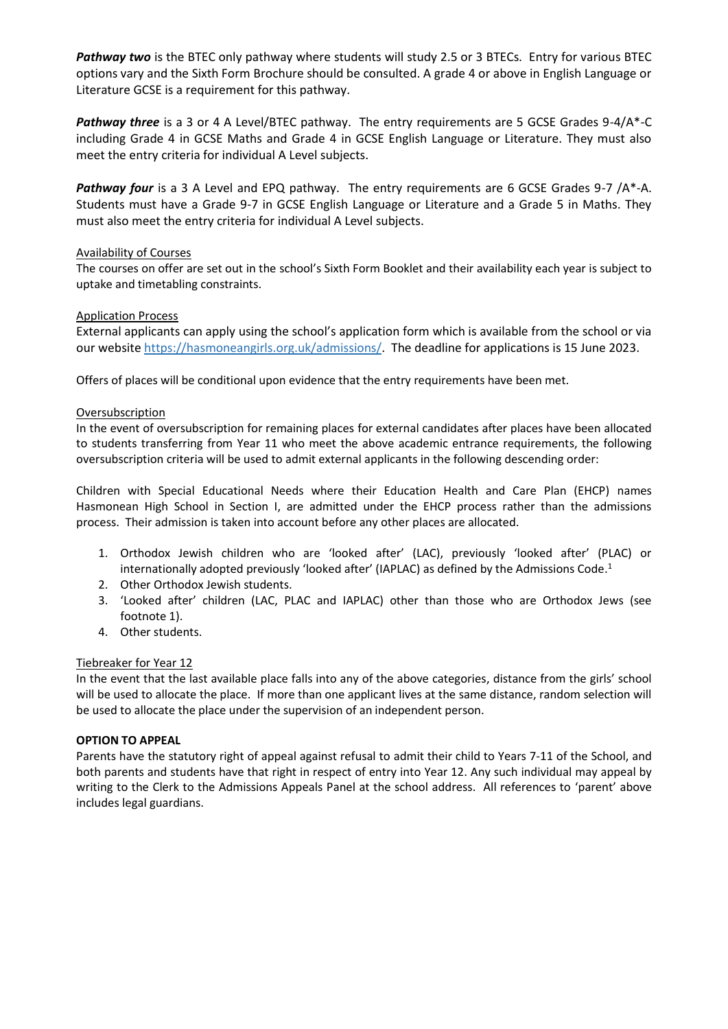***Pathway two*** is the BTEC only pathway where students will study 2.5 or 3 BTECs. Entry for various BTEC options vary and the Sixth Form Brochure should be consulted. A grade 4 or above in English Language or Literature GCSE is a requirement for this pathway.

***Pathway three*** is a 3 or 4 A Level/BTEC pathway. The entry requirements are 5 GCSE Grades 9-4/A*-C including Grade 4 in GCSE Maths and Grade 4 in GCSE English Language or Literature. They must also meet the entry criteria for individual A Level subjects.

***Pathway four*** is a 3 A Level and EPQ pathway. The entry requirements are 6 GCSE Grades 9-7 /A*-A. Students must have a Grade 9-7 in GCSE English Language or Literature and a Grade 5 in Maths. They must also meet the entry criteria for individual A Level subjects.

Availability of Courses

The courses on offer are set out in the school's Sixth Form Booklet and their availability each year is subject to uptake and timetabling constraints.

Application Process

External applicants can apply using the school's application form which is available from the school or via our website https://hasmoneangirls.org.uk/admissions/. The deadline for applications is 15 June 2023.

Offers of places will be conditional upon evidence that the entry requirements have been met.

Oversubscription

In the event of oversubscription for remaining places for external candidates after places have been allocated to students transferring from Year 11 who meet the above academic entrance requirements, the following oversubscription criteria will be used to admit external applicants in the following descending order:

Children with Special Educational Needs where their Education Health and Care Plan (EHCP) names Hasmonean High School in Section I, are admitted under the EHCP process rather than the admissions process. Their admission is taken into account before any other places are allocated.

1. Orthodox Jewish children who are 'looked after' (LAC), previously 'looked after' (PLAC) or internationally adopted previously 'looked after' (IAPLAC) as defined by the Admissions Code.[1]
2. Other Orthodox Jewish students.
3. 'Looked after' children (LAC, PLAC and IAPLAC) other than those who are Orthodox Jews (see footnote 1).
4. Other students.

Tiebreaker for Year 12

In the event that the last available place falls into any of the above categories, distance from the girls' school will be used to allocate the place. If more than one applicant lives at the same distance, random selection will be used to allocate the place under the supervision of an independent person.

**OPTION TO APPEAL**

Parents have the statutory right of appeal against refusal to admit their child to Years 7-11 of the School, and both parents and students have that right in respect of entry into Year 12. Any such individual may appeal by writing to the Clerk to the Admissions Appeals Panel at the school address. All references to 'parent' above includes legal guardians.